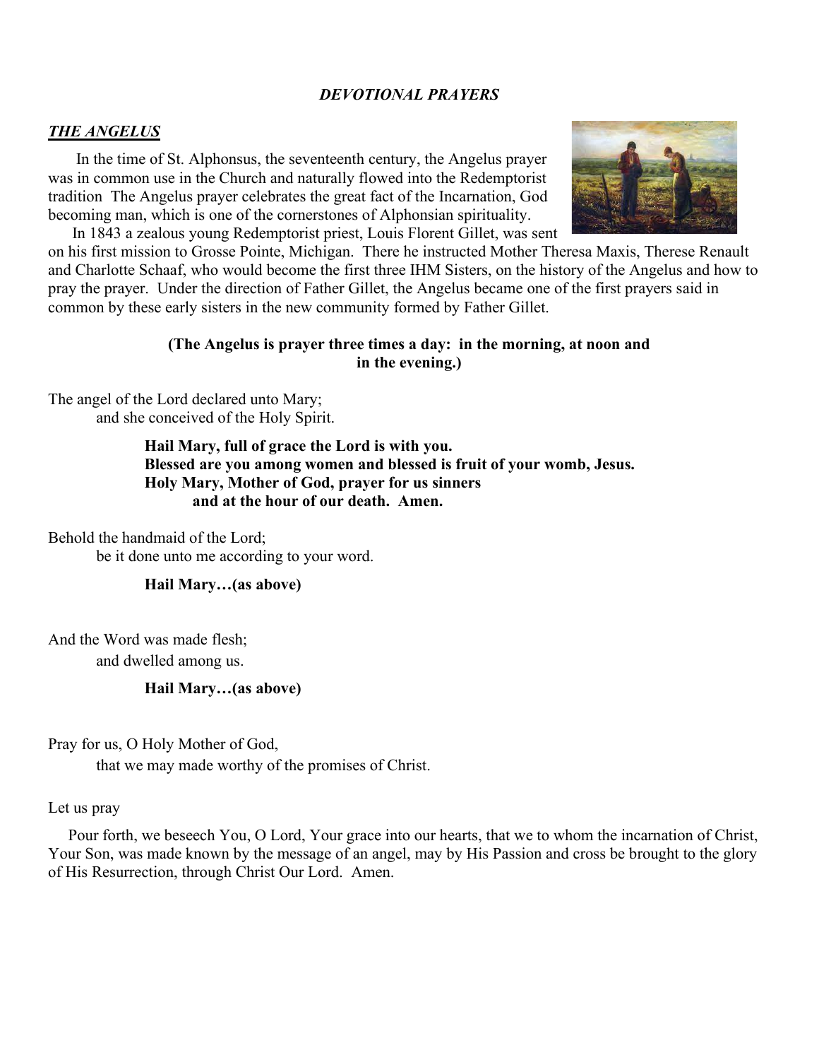*DEVOTIONAL PRAYERS*

## ***THE ANGELUS***

In the time of St. Alphonsus, the seventeenth century, the Angelus prayer was in common use in the Church and naturally flowed into the Redemptorist tradition The Angelus prayer celebrates the great fact of the Incarnation, God becoming man, which is one of the cornerstones of Alphonsian spirituality.

In 1843 a zealous young Redemptorist priest, Louis Florent Gillet, was sent on his first mission to Grosse Pointe, Michigan. There he instructed Mother Theresa Maxis, Therese Renault and Charlotte Schaaf, who would become the first three IHM Sisters, on the history of the Angelus and how to pray the prayer. Under the direction of Father Gillet, the Angelus became one of the first prayers said in common by these early sisters in the new community formed by Father Gillet.

**(The Angelus is prayer three times a day: in the morning, at noon and in the evening.)**

The angel of the Lord declared unto Mary;
and she conceived of the Holy Spirit.

**Hail Mary, full of grace the Lord is with you.**
**Blessed are you among women and blessed is fruit of your womb, Jesus.**
**Holy Mary, Mother of God, prayer for us sinners**
**and at the hour of our death. Amen.**

Behold the handmaid of the Lord;
be it done unto me according to your word.

**Hail Mary…(as above)**

And the Word was made flesh;
and dwelled among us.

**Hail Mary…(as above)**

Pray for us, O Holy Mother of God,
that we may made worthy of the promises of Christ.

Let us pray

Pour forth, we beseech You, O Lord, Your grace into our hearts, that we to whom the incarnation of Christ, Your Son, was made known by the message of an angel, may by His Passion and cross be brought to the glory of His Resurrection, through Christ Our Lord. Amen.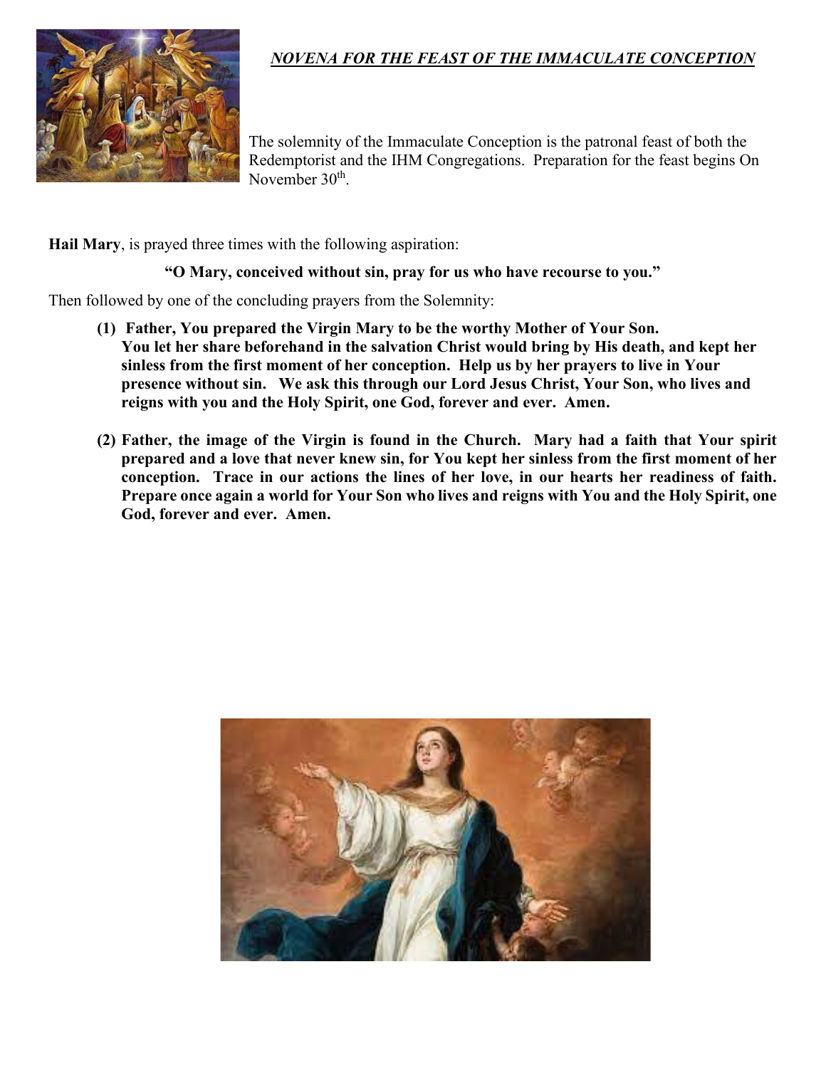***NOVENA FOR THE FEAST OF THE IMMACULATE CONCEPTION***

The solemnity of the Immaculate Conception is the patronal feast of both the Redemptorist and the IHM Congregations. Preparation for the feast begins On November 30th.

**Hail Mary**, is prayed three times with the following aspiration:

**"O Mary, conceived without sin, pray for us who have recourse to you."**

Then followed by one of the concluding prayers from the Solemnity:

**(1) Father, You prepared the Virgin Mary to be the worthy Mother of Your Son. You let her share beforehand in the salvation Christ would bring by His death, and kept her sinless from the first moment of her conception. Help us by her prayers to live in Your presence without sin. We ask this through our Lord Jesus Christ, Your Son, who lives and reigns with you and the Holy Spirit, one God, forever and ever. Amen.**

**(2) Father, the image of the Virgin is found in the Church. Mary had a faith that Your spirit prepared and a love that never knew sin, for You kept her sinless from the first moment of her conception. Trace in our actions the lines of her love, in our hearts her readiness of faith. Prepare once again a world for Your Son who lives and reigns with You and the Holy Spirit, one God, forever and ever. Amen.**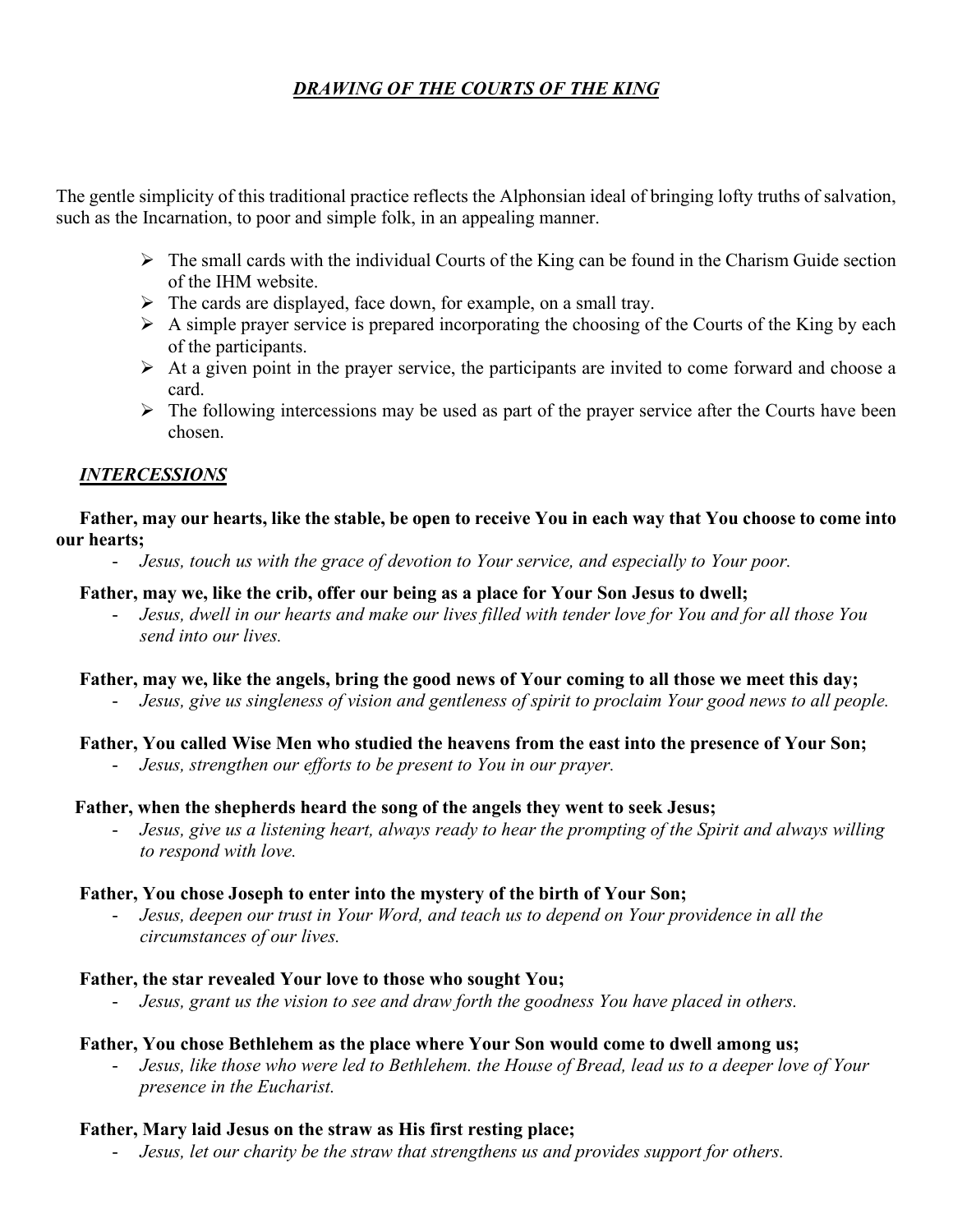## ***DRAWING OF THE COURTS OF THE KING***

The gentle simplicity of this traditional practice reflects the Alphonsian ideal of bringing lofty truths of salvation, such as the Incarnation, to poor and simple folk, in an appealing manner.

- The small cards with the individual Courts of the King can be found in the Charism Guide section of the IHM website.
- The cards are displayed, face down, for example, on a small tray.
- A simple prayer service is prepared incorporating the choosing of the Courts of the King by each of the participants.
- At a given point in the prayer service, the participants are invited to come forward and choose a card.
- The following intercessions may be used as part of the prayer service after the Courts have been chosen.

### ***INTERCESSIONS***

**Father, may our hearts, like the stable, be open to receive You in each way that You choose to come into our hearts;**

- *Jesus, touch us with the grace of devotion to Your service, and especially to Your poor.*

**Father, may we, like the crib, offer our being as a place for Your Son Jesus to dwell;**

- *Jesus, dwell in our hearts and make our lives filled with tender love for You and for all those You send into our lives.*

**Father, may we, like the angels, bring the good news of Your coming to all those we meet this day;**

- *Jesus, give us singleness of vision and gentleness of spirit to proclaim Your good news to all people.*

**Father, You called Wise Men who studied the heavens from the east into the presence of Your Son;**

- *Jesus, strengthen our efforts to be present to You in our prayer.*

**Father, when the shepherds heard the song of the angels they went to seek Jesus;**

- *Jesus, give us a listening heart, always ready to hear the prompting of the Spirit and always willing to respond with love.*

**Father, You chose Joseph to enter into the mystery of the birth of Your Son;**

- *Jesus, deepen our trust in Your Word, and teach us to depend on Your providence in all the circumstances of our lives.*

**Father, the star revealed Your love to those who sought You;**

- *Jesus, grant us the vision to see and draw forth the goodness You have placed in others.*

**Father, You chose Bethlehem as the place where Your Son would come to dwell among us;**

- *Jesus, like those who were led to Bethlehem. the House of Bread, lead us to a deeper love of Your presence in the Eucharist.*

**Father, Mary laid Jesus on the straw as His first resting place;**

- *Jesus, let our charity be the straw that strengthens us and provides support for others.*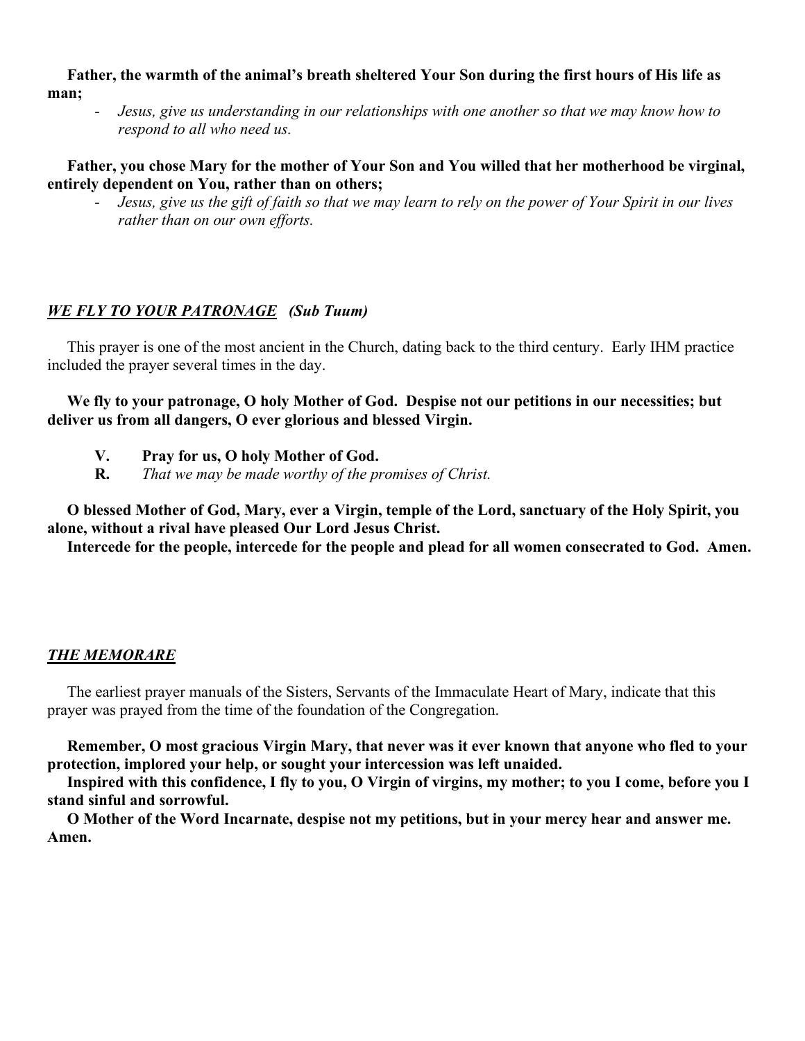**Father, the warmth of the animal's breath sheltered Your Son during the first hours of His life as man;**

- *Jesus, give us understanding in our relationships with one another so that we may know how to respond to all who need us.*

**Father, you chose Mary for the mother of Your Son and You willed that her motherhood be virginal, entirely dependent on You, rather than on others;**

- *Jesus, give us the gift of faith so that we may learn to rely on the power of Your Spirit in our lives rather than on our own efforts.*

## ***WE FLY TO YOUR PATRONAGE*** ***(Sub Tuum)***

This prayer is one of the most ancient in the Church, dating back to the third century. Early IHM practice included the prayer several times in the day.

**We fly to your patronage, O holy Mother of God. Despise not our petitions in our necessities; but deliver us from all dangers, O ever glorious and blessed Virgin.**

**V.** **Pray for us, O holy Mother of God.**
**R.** *That we may be made worthy of the promises of Christ.*

**O blessed Mother of God, Mary, ever a Virgin, temple of the Lord, sanctuary of the Holy Spirit, you alone, without a rival have pleased Our Lord Jesus Christ.**
**Intercede for the people, intercede for the people and plead for all women consecrated to God. Amen.**

## ***THE MEMORARE***

The earliest prayer manuals of the Sisters, Servants of the Immaculate Heart of Mary, indicate that this prayer was prayed from the time of the foundation of the Congregation.

**Remember, O most gracious Virgin Mary, that never was it ever known that anyone who fled to your protection, implored your help, or sought your intercession was left unaided.**
**Inspired with this confidence, I fly to you, O Virgin of virgins, my mother; to you I come, before you I stand sinful and sorrowful.**
**O Mother of the Word Incarnate, despise not my petitions, but in your mercy hear and answer me. Amen.**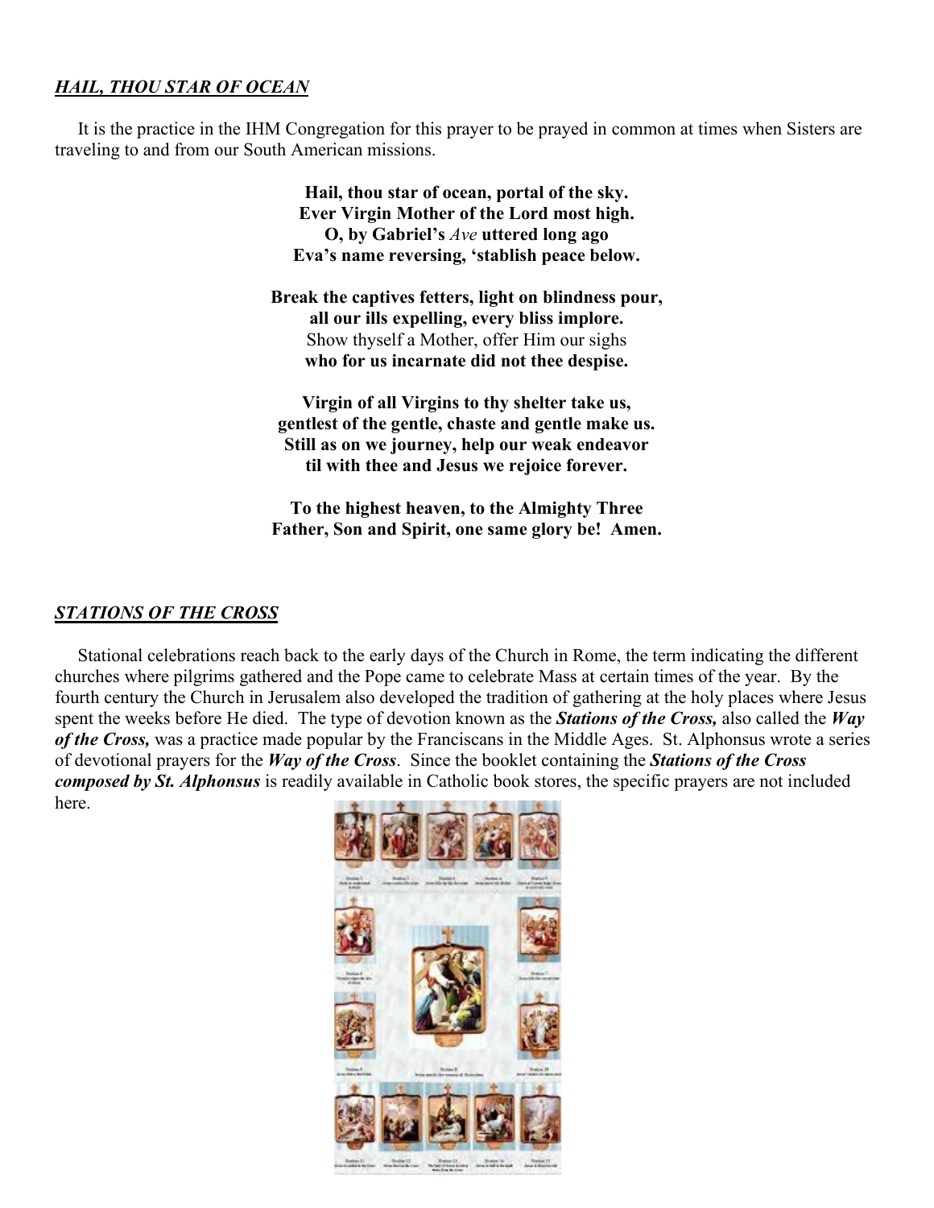***HAIL, THOU STAR OF OCEAN***

It is the practice in the IHM Congregation for this prayer to be prayed in common at times when Sisters are traveling to and from our South American missions.

**Hail, thou star of ocean, portal of the sky.**
**Ever Virgin Mother of the Lord most high.**
**O, by Gabriel's *Ave* uttered long ago**
**Eva's name reversing, 'stablish peace below.**

**Break the captives fetters, light on blindness pour,**
**all our ills expelling, every bliss implore.**
Show thyself a Mother, offer Him our sighs
**who for us incarnate did not thee despise.**

**Virgin of all Virgins to thy shelter take us,**
**gentlest of the gentle, chaste and gentle make us.**
**Still as on we journey, help our weak endeavor**
**til with thee and Jesus we rejoice forever.**

**To the highest heaven, to the Almighty Three**
**Father, Son and Spirit, one same glory be! Amen.**

***STATIONS OF THE CROSS***

Stational celebrations reach back to the early days of the Church in Rome, the term indicating the different churches where pilgrims gathered and the Pope came to celebrate Mass at certain times of the year. By the fourth century the Church in Jerusalem also developed the tradition of gathering at the holy places where Jesus spent the weeks before He died. The type of devotion known as the ***Stations of the Cross,*** also called the ***Way of the Cross,*** was a practice made popular by the Franciscans in the Middle Ages. St. Alphonsus wrote a series of devotional prayers for the ***Way of the Cross***. Since the booklet containing the ***Stations of the Cross composed by St. Alphonsus*** is readily available in Catholic book stores, the specific prayers are not included here.